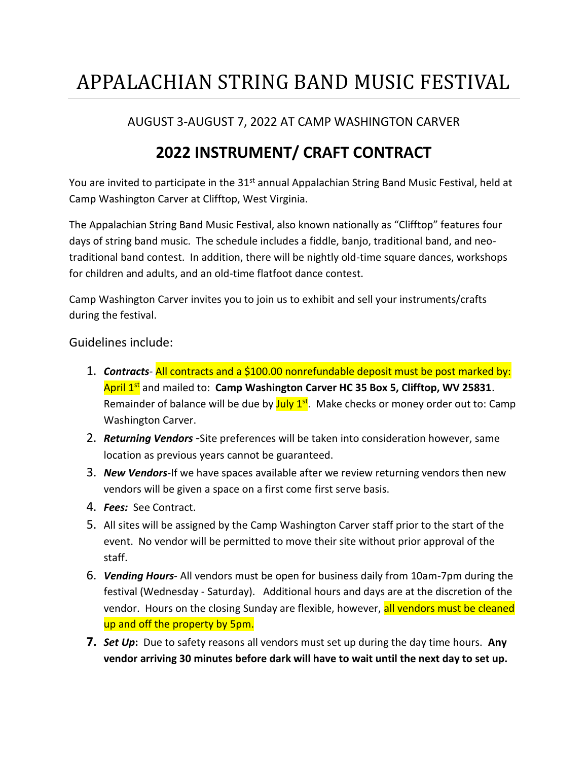# APPALACHIAN STRING BAND MUSIC FESTIVAL

AUGUST 3-AUGUST 7, 2022 AT CAMP WASHINGTON CARVER

## 2022 INSTRUMENT/ CRAFT CONTRACT

You are invited to participate in the 31st annual Appalachian String Band Music Festival, held at Camp Washington Carver at Clifftop, West Virginia.

The Appalachian String Band Music Festival, also known nationally as "Clifftop" features four days of string band music. The schedule includes a fiddle, banjo, traditional band, and neo-traditional band contest. In addition, there will be nightly old-time square dances, workshops for children and adults, and an old-time flatfoot dance contest.

Camp Washington Carver invites you to join us to exhibit and sell your instruments/crafts during the festival.

Guidelines include:

1. ***Contracts***- All contracts and a $100.00 nonrefundable deposit must be post marked by: April 1st and mailed to: **Camp Washington Carver HC 35 Box 5, Clifftop, WV 25831**. Remainder of balance will be due by July 1st. Make checks or money order out to: Camp Washington Carver.
2. ***Returning Vendors*** -Site preferences will be taken into consideration however, same location as previous years cannot be guaranteed.
3. ***New Vendors***-If we have spaces available after we review returning vendors then new vendors will be given a space on a first come first serve basis.
4. ***Fees:*** See Contract.
5. All sites will be assigned by the Camp Washington Carver staff prior to the start of the event. No vendor will be permitted to move their site without prior approval of the staff.
6. ***Vending Hours***- All vendors must be open for business daily from 10am-7pm during the festival (Wednesday - Saturday). Additional hours and days are at the discretion of the vendor. Hours on the closing Sunday are flexible, however, all vendors must be cleaned up and off the property by 5pm.
7. ***Set Up*****:** Due to safety reasons all vendors must set up during the day time hours. **Any vendor arriving 30 minutes before dark will have to wait until the next day to set up.**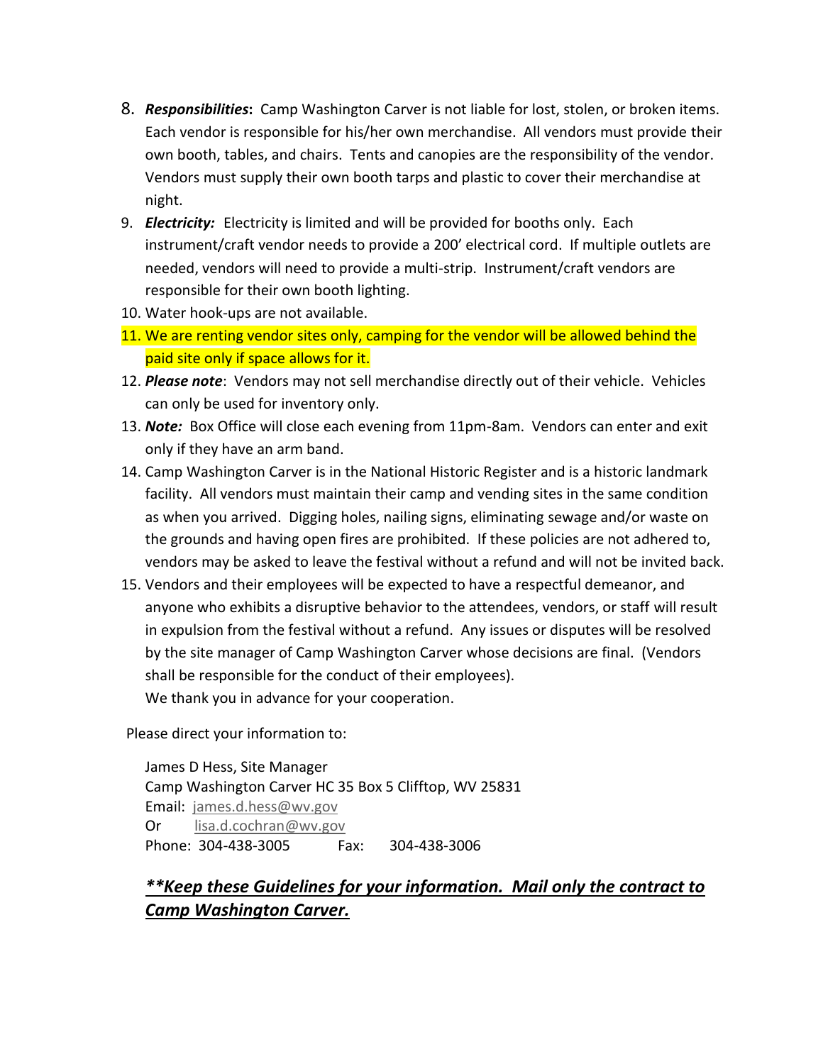8. ***Responsibilities*****:** Camp Washington Carver is not liable for lost, stolen, or broken items. Each vendor is responsible for his/her own merchandise. All vendors must provide their own booth, tables, and chairs. Tents and canopies are the responsibility of the vendor. Vendors must supply their own booth tarps and plastic to cover their merchandise at night.
9. ***Electricity:*** Electricity is limited and will be provided for booths only. Each instrument/craft vendor needs to provide a 200' electrical cord. If multiple outlets are needed, vendors will need to provide a multi-strip. Instrument/craft vendors are responsible for their own booth lighting.
10. Water hook-ups are not available.
11. We are renting vendor sites only, camping for the vendor will be allowed behind the paid site only if space allows for it.
12. ***Please note***: Vendors may not sell merchandise directly out of their vehicle. Vehicles can only be used for inventory only.
13. ***Note:*** Box Office will close each evening from 11pm-8am. Vendors can enter and exit only if they have an arm band.
14. Camp Washington Carver is in the National Historic Register and is a historic landmark facility. All vendors must maintain their camp and vending sites in the same condition as when you arrived. Digging holes, nailing signs, eliminating sewage and/or waste on the grounds and having open fires are prohibited. If these policies are not adhered to, vendors may be asked to leave the festival without a refund and will not be invited back.
15. Vendors and their employees will be expected to have a respectful demeanor, and anyone who exhibits a disruptive behavior to the attendees, vendors, or staff will result in expulsion from the festival without a refund. Any issues or disputes will be resolved by the site manager of Camp Washington Carver whose decisions are final. (Vendors shall be responsible for the conduct of their employees).

    We thank you in advance for your cooperation.

Please direct your information to:

James D Hess, Site Manager
Camp Washington Carver HC 35 Box 5 Clifftop, WV 25831
Email: james.d.hess@wv.gov
Or lisa.d.cochran@wv.gov
Phone: 304-438-3005 Fax: 304-438-3006

***\*\*Keep these Guidelines for your information. Mail only the contract to Camp Washington Carver.***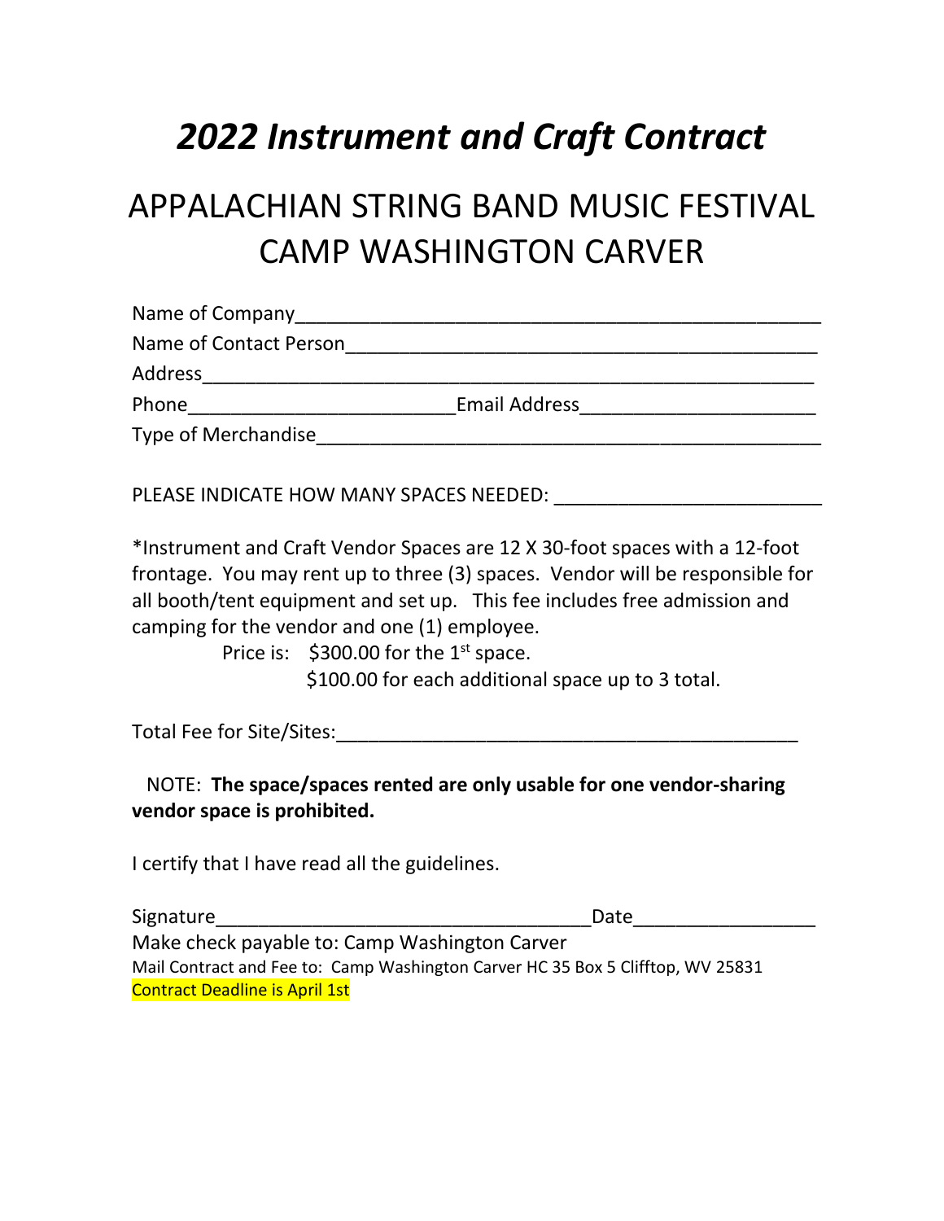# *2022 Instrument and Craft Contract*

## APPALACHIAN STRING BAND MUSIC FESTIVAL CAMP WASHINGTON CARVER

Name of Company_______________________________________________

Name of Contact Person__________________________________________

Address________________________________________________________

Phone_________________________Email Address______________________

Type of Merchandise_____________________________________________

PLEASE INDICATE HOW MANY SPACES NEEDED: _________________________

*Instrument and Craft Vendor Spaces are 12 X 30-foot spaces with a 12-foot frontage. You may rent up to three (3) spaces. Vendor will be responsible for all booth/tent equipment and set up. This fee includes free admission and camping for the vendor and one (1) employee.

Price is: $300.00 for the 1st space.
$100.00 for each additional space up to 3 total.

Total Fee for Site/Sites:_____________________________________________

NOTE: **The space/spaces rented are only usable for one vendor-sharing vendor space is prohibited.**

I certify that I have read all the guidelines.

Signature___________________________________Date________________

Make check payable to: Camp Washington Carver

Mail Contract and Fee to: Camp Washington Carver HC 35 Box 5 Clifftop, WV 25831

Contract Deadline is April 1st